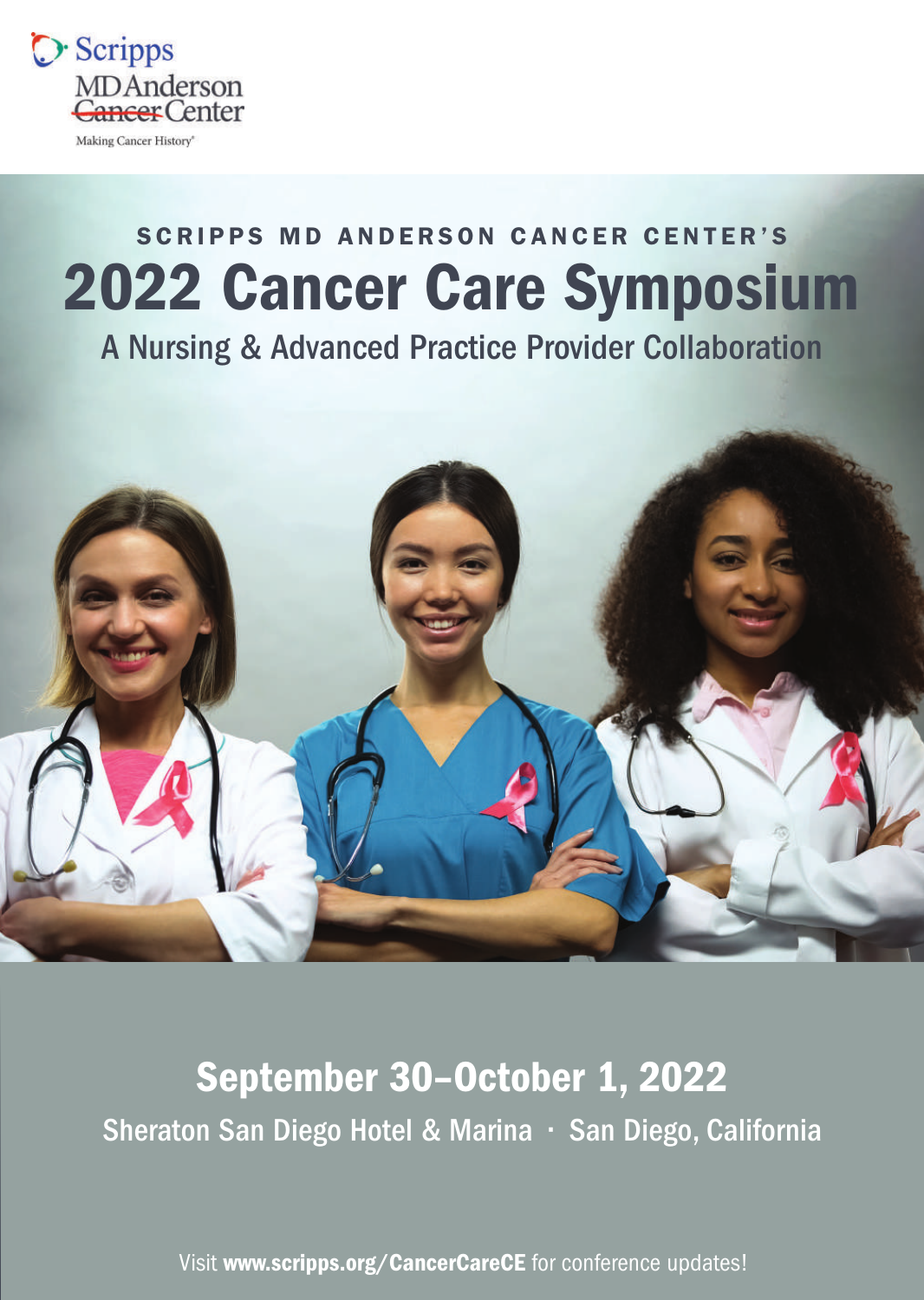Scripps

MD Anderson Cancer Center

Making Cancer History®

SCRIPPS MD ANDERSON CANCER CENTER'S

# 2022 Cancer Care Symposium

## A Nursing & Advanced Practice Provider Collaboration

## September 30–October 1, 2022

Sheraton San Diego Hotel & Marina · San Diego, California

Visit **www.scripps.org/CancerCareCE** for conference updates!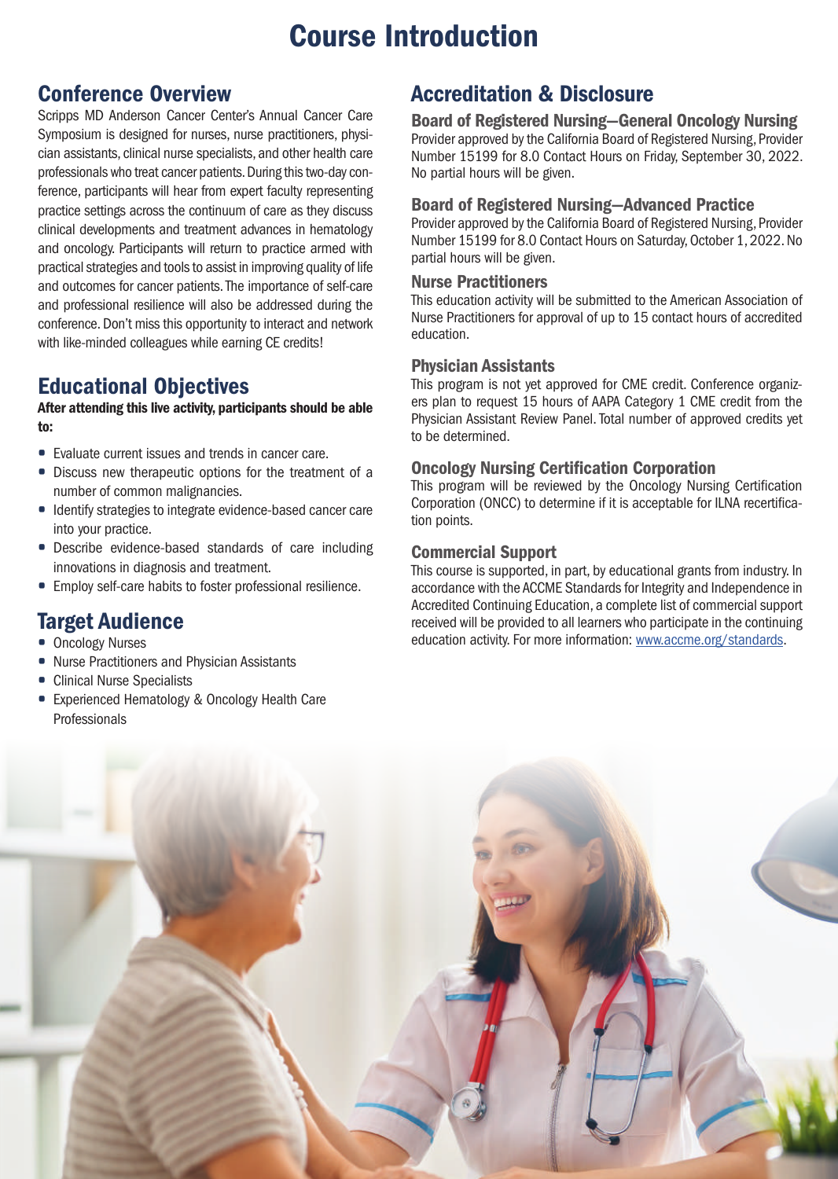# Course Introduction

## Conference Overview

Scripps MD Anderson Cancer Center's Annual Cancer Care Symposium is designed for nurses, nurse practitioners, physician assistants, clinical nurse specialists, and other health care professionals who treat cancer patients. During this two-day conference, participants will hear from expert faculty representing practice settings across the continuum of care as they discuss clinical developments and treatment advances in hematology and oncology. Participants will return to practice armed with practical strategies and tools to assist in improving quality of life and outcomes for cancer patients. The importance of self-care and professional resilience will also be addressed during the conference. Don't miss this opportunity to interact and network with like-minded colleagues while earning CE credits!

## Educational Objectives

**After attending this live activity, participants should be able to:**

- Evaluate current issues and trends in cancer care.
- Discuss new therapeutic options for the treatment of a number of common malignancies.
- Identify strategies to integrate evidence-based cancer care into your practice.
- Describe evidence-based standards of care including innovations in diagnosis and treatment.
- Employ self-care habits to foster professional resilience.

## Target Audience

- Oncology Nurses
- Nurse Practitioners and Physician Assistants
- Clinical Nurse Specialists
- Experienced Hematology & Oncology Health Care Professionals

## Accreditation & Disclosure

### Board of Registered Nursing—General Oncology Nursing

Provider approved by the California Board of Registered Nursing, Provider Number 15199 for 8.0 Contact Hours on Friday, September 30, 2022. No partial hours will be given.

### Board of Registered Nursing—Advanced Practice

Provider approved by the California Board of Registered Nursing, Provider Number 15199 for 8.0 Contact Hours on Saturday, October 1, 2022. No partial hours will be given.

### Nurse Practitioners

This education activity will be submitted to the American Association of Nurse Practitioners for approval of up to 15 contact hours of accredited education.

### Physician Assistants

This program is not yet approved for CME credit. Conference organizers plan to request 15 hours of AAPA Category 1 CME credit from the Physician Assistant Review Panel. Total number of approved credits yet to be determined.

### Oncology Nursing Certification Corporation

This program will be reviewed by the Oncology Nursing Certification Corporation (ONCC) to determine if it is acceptable for ILNA recertification points.

### Commercial Support

This course is supported, in part, by educational grants from industry. In accordance with the ACCME Standards for Integrity and Independence in Accredited Continuing Education, a complete list of commercial support received will be provided to all learners who participate in the continuing education activity. For more information: www.accme.org/standards.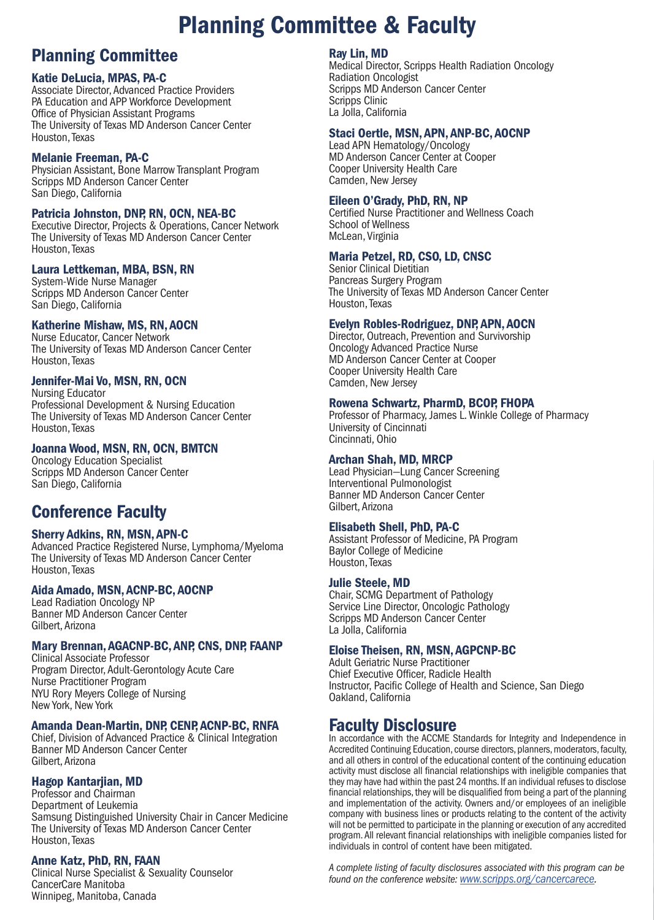# Planning Committee & Faculty

## Planning Committee

**Katie DeLucia, MPAS, PA-C**
Associate Director, Advanced Practice Providers
PA Education and APP Workforce Development
Office of Physician Assistant Programs
The University of Texas MD Anderson Cancer Center
Houston, Texas

**Melanie Freeman, PA-C**
Physician Assistant, Bone Marrow Transplant Program
Scripps MD Anderson Cancer Center
San Diego, California

**Patricia Johnston, DNP, RN, OCN, NEA-BC**
Executive Director, Projects & Operations, Cancer Network
The University of Texas MD Anderson Cancer Center
Houston, Texas

**Laura Lettkeman, MBA, BSN, RN**
System-Wide Nurse Manager
Scripps MD Anderson Cancer Center
San Diego, California

**Katherine Mishaw, MS, RN, AOCN**
Nurse Educator, Cancer Network
The University of Texas MD Anderson Cancer Center
Houston, Texas

**Jennifer-Mai Vo, MSN, RN, OCN**
Nursing Educator
Professional Development & Nursing Education
The University of Texas MD Anderson Cancer Center
Houston, Texas

**Joanna Wood, MSN, RN, OCN, BMTCN**
Oncology Education Specialist
Scripps MD Anderson Cancer Center
San Diego, California

## Conference Faculty

**Sherry Adkins, RN, MSN, APN-C**
Advanced Practice Registered Nurse, Lymphoma/Myeloma
The University of Texas MD Anderson Cancer Center
Houston, Texas

**Aida Amado, MSN, ACNP-BC, AOCNP**
Lead Radiation Oncology NP
Banner MD Anderson Cancer Center
Gilbert, Arizona

**Mary Brennan, AGACNP-BC, ANP, CNS, DNP, FAANP**
Clinical Associate Professor
Program Director, Adult-Gerontology Acute Care
Nurse Practitioner Program
NYU Rory Meyers College of Nursing
New York, New York

**Amanda Dean-Martin, DNP, CENP, ACNP-BC, RNFA**
Chief, Division of Advanced Practice & Clinical Integration
Banner MD Anderson Cancer Center
Gilbert, Arizona

**Hagop Kantarjian, MD**
Professor and Chairman
Department of Leukemia
Samsung Distinguished University Chair in Cancer Medicine
The University of Texas MD Anderson Cancer Center
Houston, Texas

**Anne Katz, PhD, RN, FAAN**
Clinical Nurse Specialist & Sexuality Counselor
CancerCare Manitoba
Winnipeg, Manitoba, Canada

**Ray Lin, MD**
Medical Director, Scripps Health Radiation Oncology
Radiation Oncologist
Scripps MD Anderson Cancer Center
Scripps Clinic
La Jolla, California

**Staci Oertle, MSN, APN, ANP-BC, AOCNP**
Lead APN Hematology/Oncology
MD Anderson Cancer Center at Cooper
Cooper University Health Care
Camden, New Jersey

**Eileen O'Grady, PhD, RN, NP**
Certified Nurse Practitioner and Wellness Coach
School of Wellness
McLean, Virginia

**Maria Petzel, RD, CSO, LD, CNSC**
Senior Clinical Dietitian
Pancreas Surgery Program
The University of Texas MD Anderson Cancer Center
Houston, Texas

**Evelyn Robles-Rodriguez, DNP, APN, AOCN**
Director, Outreach, Prevention and Survivorship
Oncology Advanced Practice Nurse
MD Anderson Cancer Center at Cooper
Cooper University Health Care
Camden, New Jersey

**Rowena Schwartz, PharmD, BCOP, FHOPA**
Professor of Pharmacy, James L. Winkle College of Pharmacy
University of Cincinnati
Cincinnati, Ohio

**Archan Shah, MD, MRCP**
Lead Physician–Lung Cancer Screening
Interventional Pulmonologist
Banner MD Anderson Cancer Center
Gilbert, Arizona

**Elisabeth Shell, PhD, PA-C**
Assistant Professor of Medicine, PA Program
Baylor College of Medicine
Houston, Texas

**Julie Steele, MD**
Chair, SCMG Department of Pathology
Service Line Director, Oncologic Pathology
Scripps MD Anderson Cancer Center
La Jolla, California

**Eloise Theisen, RN, MSN, AGPCNP-BC**
Adult Geriatric Nurse Practitioner
Chief Executive Officer, Radicle Health
Instructor, Pacific College of Health and Science, San Diego
Oakland, California

## Faculty Disclosure

In accordance with the ACCME Standards for Integrity and Independence in Accredited Continuing Education, course directors, planners, moderators, faculty, and all others in control of the educational content of the continuing education activity must disclose all financial relationships with ineligible companies that they may have had within the past 24 months. If an individual refuses to disclose financial relationships, they will be disqualified from being a part of the planning and implementation of the activity. Owners and/or employees of an ineligible company with business lines or products relating to the content of the activity will not be permitted to participate in the planning or execution of any accredited program. All relevant financial relationships with ineligible companies listed for individuals in control of content have been mitigated.

*A complete listing of faculty disclosures associated with this program can be found on the conference website: www.scripps.org/cancercare.*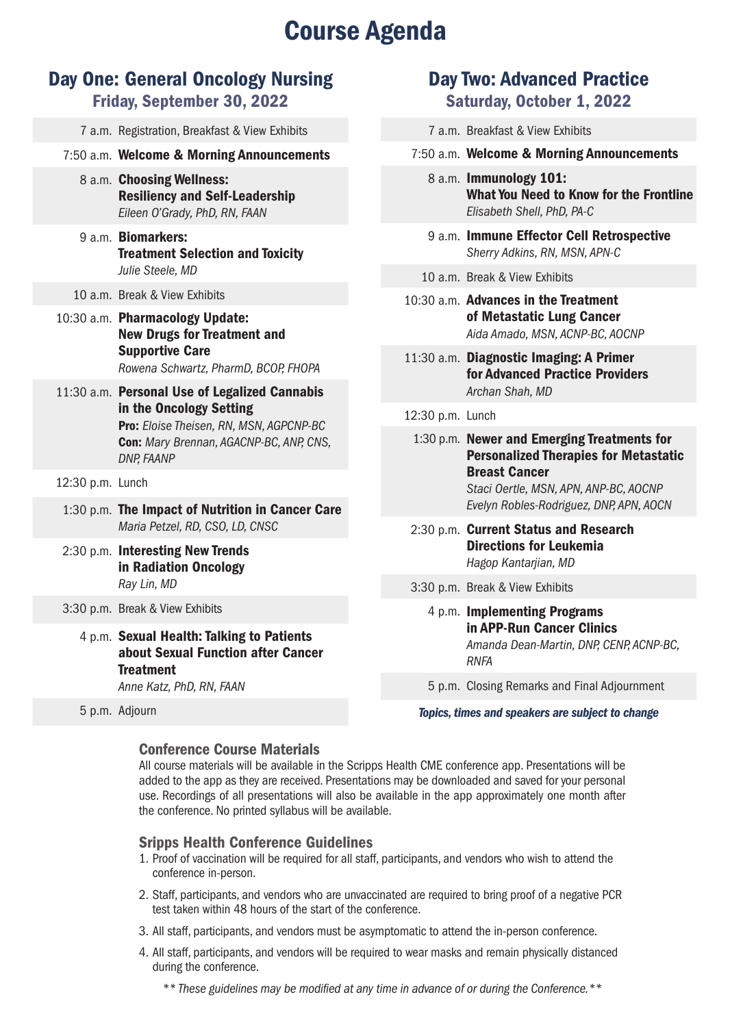# Course Agenda

## Day One: General Oncology Nursing

### Friday, September 30, 2022

7 a.m. Registration, Breakfast & View Exhibits

7:50 a.m. **Welcome & Morning Announcements**

8 a.m. **Choosing Wellness: Resiliency and Self-Leadership**
*Eileen O'Grady, PhD, RN, FAAN*

9 a.m. **Biomarkers: Treatment Selection and Toxicity**
*Julie Steele, MD*

10 a.m. Break & View Exhibits

10:30 a.m. **Pharmacology Update: New Drugs for Treatment and Supportive Care**
*Rowena Schwartz, PharmD, BCOP, FHOPA*

11:30 a.m. **Personal Use of Legalized Cannabis in the Oncology Setting**
**Pro:** *Eloise Theisen, RN, MSN, AGPCNP-BC*
**Con:** *Mary Brennan, AGACNP-BC, ANP, CNS, DNP, FAANP*

12:30 p.m. Lunch

1:30 p.m. **The Impact of Nutrition in Cancer Care**
*Maria Petzel, RD, CSO, LD, CNSC*

2:30 p.m. **Interesting New Trends in Radiation Oncology**
*Ray Lin, MD*

3:30 p.m. Break & View Exhibits

4 p.m. **Sexual Health: Talking to Patients about Sexual Function after Cancer Treatment**
*Anne Katz, PhD, RN, FAAN*

5 p.m. Adjourn

## Day Two: Advanced Practice

### Saturday, October 1, 2022

7 a.m. Breakfast & View Exhibits

7:50 a.m. **Welcome & Morning Announcements**

8 a.m. **Immunology 101: What You Need to Know for the Frontline**
*Elisabeth Shell, PhD, PA-C*

9 a.m. **Immune Effector Cell Retrospective**
*Sherry Adkins, RN, MSN, APN-C*

10 a.m. Break & View Exhibits

10:30 a.m. **Advances in the Treatment of Metastatic Lung Cancer**
*Aida Amado, MSN, ACNP-BC, AOCNP*

11:30 a.m. **Diagnostic Imaging: A Primer for Advanced Practice Providers**
*Archan Shah, MD*

12:30 p.m. Lunch

1:30 p.m. **Newer and Emerging Treatments for Personalized Therapies for Metastatic Breast Cancer**
*Staci Oertle, MSN, APN, ANP-BC, AOCNP*
*Evelyn Robles-Rodriguez, DNP, APN, AOCN*

2:30 p.m. **Current Status and Research Directions for Leukemia**
*Hagop Kantarjian, MD*

3:30 p.m. Break & View Exhibits

4 p.m. **Implementing Programs in APP-Run Cancer Clinics**
*Amanda Dean-Martin, DNP, CENP, ACNP-BC, RNFA*

5 p.m. Closing Remarks and Final Adjournment

***Topics, times and speakers are subject to change***

### Conference Course Materials

All course materials will be available in the Scripps Health CME conference app. Presentations will be added to the app as they are received. Presentations may be downloaded and saved for your personal use. Recordings of all presentations will also be available in the app approximately one month after the conference. No printed syllabus will be available.

### Sripps Health Conference Guidelines

1. Proof of vaccination will be required for all staff, participants, and vendors who wish to attend the conference in-person.
2. Staff, participants, and vendors who are unvaccinated are required to bring proof of a negative PCR test taken within 48 hours of the start of the conference.
3. All staff, participants, and vendors must be asymptomatic to attend the in-person conference.
4. All staff, participants, and vendors will be required to wear masks and remain physically distanced during the conference.

*** These guidelines may be modified at any time in advance of or during the Conference.***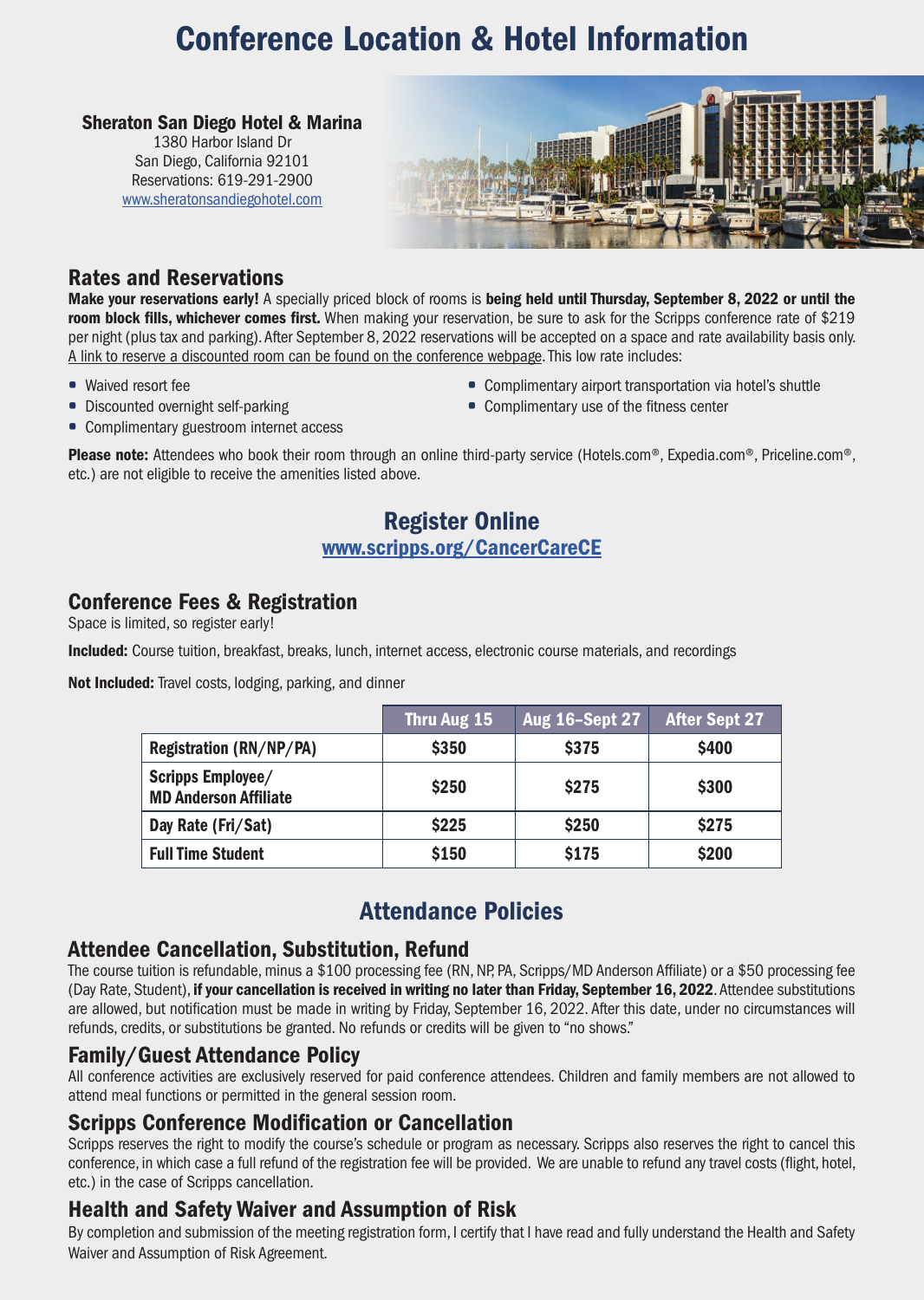# Conference Location & Hotel Information

**Sheraton San Diego Hotel & Marina**
1380 Harbor Island Dr
San Diego, California 92101
Reservations: 619-291-2900
www.sheratonsandiegohotel.com

## Rates and Reservations

**Make your reservations early!** A specially priced block of rooms is **being held until Thursday, September 8, 2022 or until the room block fills, whichever comes first.** When making your reservation, be sure to ask for the Scripps conference rate of $219 per night (plus tax and parking). After September 8, 2022 reservations will be accepted on a space and rate availability basis only. A link to reserve a discounted room can be found on the conference webpage. This low rate includes:

- Waived resort fee
- Discounted overnight self-parking
- Complimentary guestroom internet access
- Complimentary airport transportation via hotel's shuttle
- Complimentary use of the fitness center

**Please note:** Attendees who book their room through an online third-party service (Hotels.com®, Expedia.com®, Priceline.com®, etc.) are not eligible to receive the amenities listed above.

## Register Online

**www.scripps.org/CancerCareCE**

## Conference Fees & Registration

Space is limited, so register early!

**Included:** Course tuition, breakfast, breaks, lunch, internet access, electronic course materials, and recordings

**Not Included:** Travel costs, lodging, parking, and dinner

| | Thru Aug 15 | Aug 16–Sept 27 | After Sept 27 |
|---|---|---|---|
| **Registration (RN/NP/PA)** | **$350** | **$375** | **$400** |
| **Scripps Employee/ MD Anderson Affiliate** | **$250** | **$275** | **$300** |
| **Day Rate (Fri/Sat)** | **$225** | **$250** | **$275** |
| **Full Time Student** | **$150** | **$175** | **$200** |

## Attendance Policies

### Attendee Cancellation, Substitution, Refund

The course tuition is refundable, minus a $100 processing fee (RN, NP, PA, Scripps/MD Anderson Affiliate) or a $50 processing fee (Day Rate, Student), **if your cancellation is received in writing no later than Friday, September 16, 2022**. Attendee substitutions are allowed, but notification must be made in writing by Friday, September 16, 2022. After this date, under no circumstances will refunds, credits, or substitutions be granted. No refunds or credits will be given to "no shows."

### Family/Guest Attendance Policy

All conference activities are exclusively reserved for paid conference attendees. Children and family members are not allowed to attend meal functions or permitted in the general session room.

### Scripps Conference Modification or Cancellation

Scripps reserves the right to modify the course's schedule or program as necessary. Scripps also reserves the right to cancel this conference, in which case a full refund of the registration fee will be provided. We are unable to refund any travel costs (flight, hotel, etc.) in the case of Scripps cancellation.

### Health and Safety Waiver and Assumption of Risk

By completion and submission of the meeting registration form, I certify that I have read and fully understand the Health and Safety Waiver and Assumption of Risk Agreement.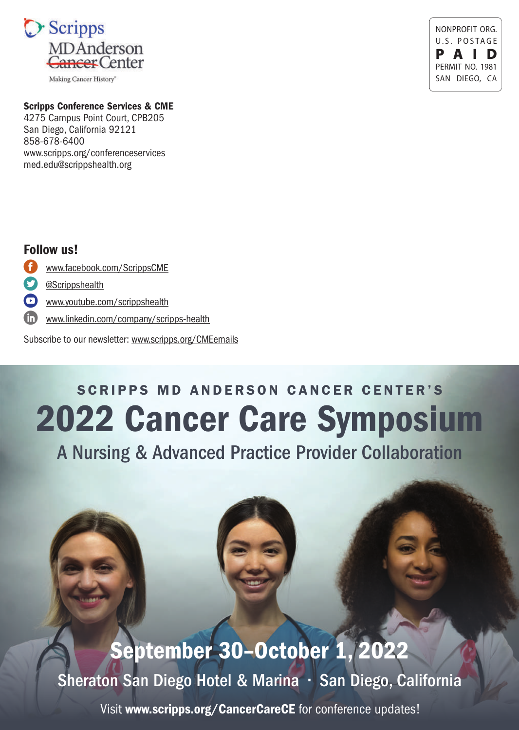Scripps MD Anderson Cancer Center

Making Cancer History®

NONPROFIT ORG.
U.S. POSTAGE
**PAID**
PERMIT NO. 1981
SAN DIEGO, CA

**Scripps Conference Services & CME**
4275 Campus Point Court, CPB205
San Diego, California 92121
858-678-6400
www.scripps.org/conferenceservices
med.edu@scrippshealth.org

## Follow us!

- www.facebook.com/ScrippsCME
- @Scrippshealth
- www.youtube.com/scrippshealth
- www.linkedin.com/company/scripps-health

Subscribe to our newsletter: www.scripps.org/CMEemails

### SCRIPPS MD ANDERSON CANCER CENTER'S

# 2022 Cancer Care Symposium

## A Nursing & Advanced Practice Provider Collaboration

**September 30–October 1, 2022**

Sheraton San Diego Hotel & Marina · San Diego, California

Visit **www.scripps.org/CancerCareCE** for conference updates!